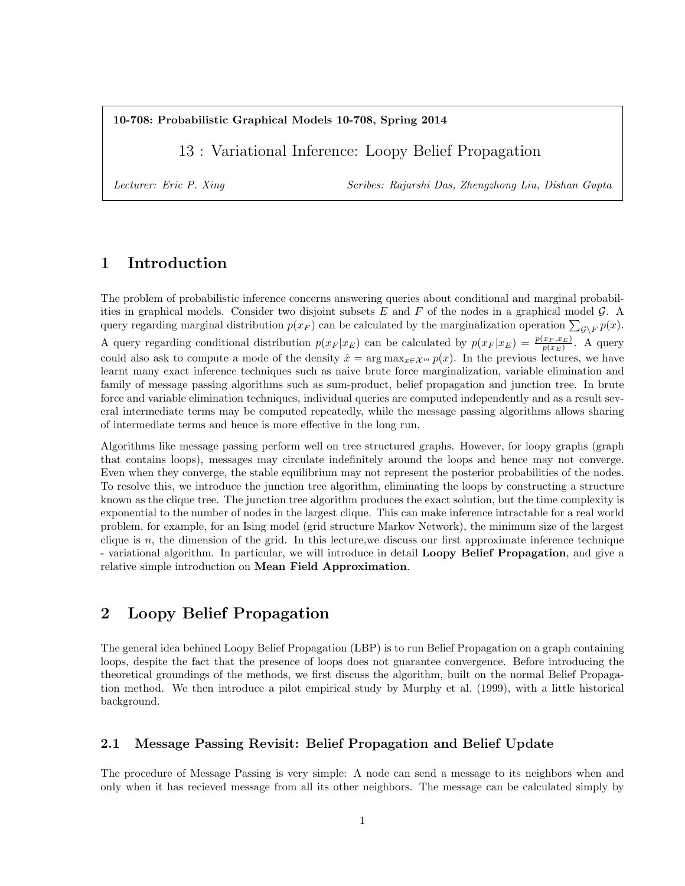**10-708: Probabilistic Graphical Models 10-708, Spring 2014**

# 13 : Variational Inference: Loopy Belief Propagation

*Lecturer: Eric P. Xing* *Scribes: Rajarshi Das, Zhengzhong Liu, Dishan Gupta*

## 1 Introduction

The problem of probabilistic inference concerns answering queries about conditional and marginal probabilities in graphical models. Consider two disjoint subsets $E$ and $F$ of the nodes in a graphical model $\mathcal{G}$. A query regarding marginal distribution $p(x_F)$ can be calculated by the marginalization operation $\sum_{\mathcal{G} \setminus F} p(x)$. A query regarding conditional distribution $p(x_F|x_E)$ can be calculated by $p(x_F|x_E) = \frac{p(x_F, x_E)}{p(x_E)}$. A query could also ask to compute a mode of the density $\hat{x} = \arg\max_{x \in \mathcal{X}^m} p(x)$. In the previous lectures, we have learnt many exact inference techniques such as naive brute force marginalization, variable elimination and family of message passing algorithms such as sum-product, belief propagation and junction tree. In brute force and variable elimination techniques, individual queries are computed independently and as a result several intermediate terms may be computed repeatedly, while the message passing algorithms allows sharing of intermediate terms and hence is more effective in the long run.

Algorithms like message passing perform well on tree structured graphs. However, for loopy graphs (graph that contains loops), messages may circulate indefinitely around the loops and hence may not converge. Even when they converge, the stable equilibrium may not represent the posterior probabilities of the nodes. To resolve this, we introduce the junction tree algorithm, eliminating the loops by constructing a structure known as the clique tree. The junction tree algorithm produces the exact solution, but the time complexity is exponential to the number of nodes in the largest clique. This can make inference intractable for a real world problem, for example, for an Ising model (grid structure Markov Network), the minimum size of the largest clique is $n$, the dimension of the grid. In this lecture,we discuss our first approximate inference technique - variational algorithm. In particular, we will introduce in detail **Loopy Belief Propagation**, and give a relative simple introduction on **Mean Field Approximation**.

## 2 Loopy Belief Propagation

The general idea behined Loopy Belief Propagation (LBP) is to run Belief Propagation on a graph containing loops, despite the fact that the presence of loops does not guarantee convergence. Before introducing the theoretical groundings of the methods, we first discuss the algorithm, built on the normal Belief Propagation method. We then introduce a pilot empirical study by Murphy et al. (1999), with a little historical background.

### 2.1 Message Passing Revisit: Belief Propagation and Belief Update

The procedure of Message Passing is very simple: A node can send a message to its neighbors when and only when it has recieved message from all its other neighbors. The message can be calculated simply by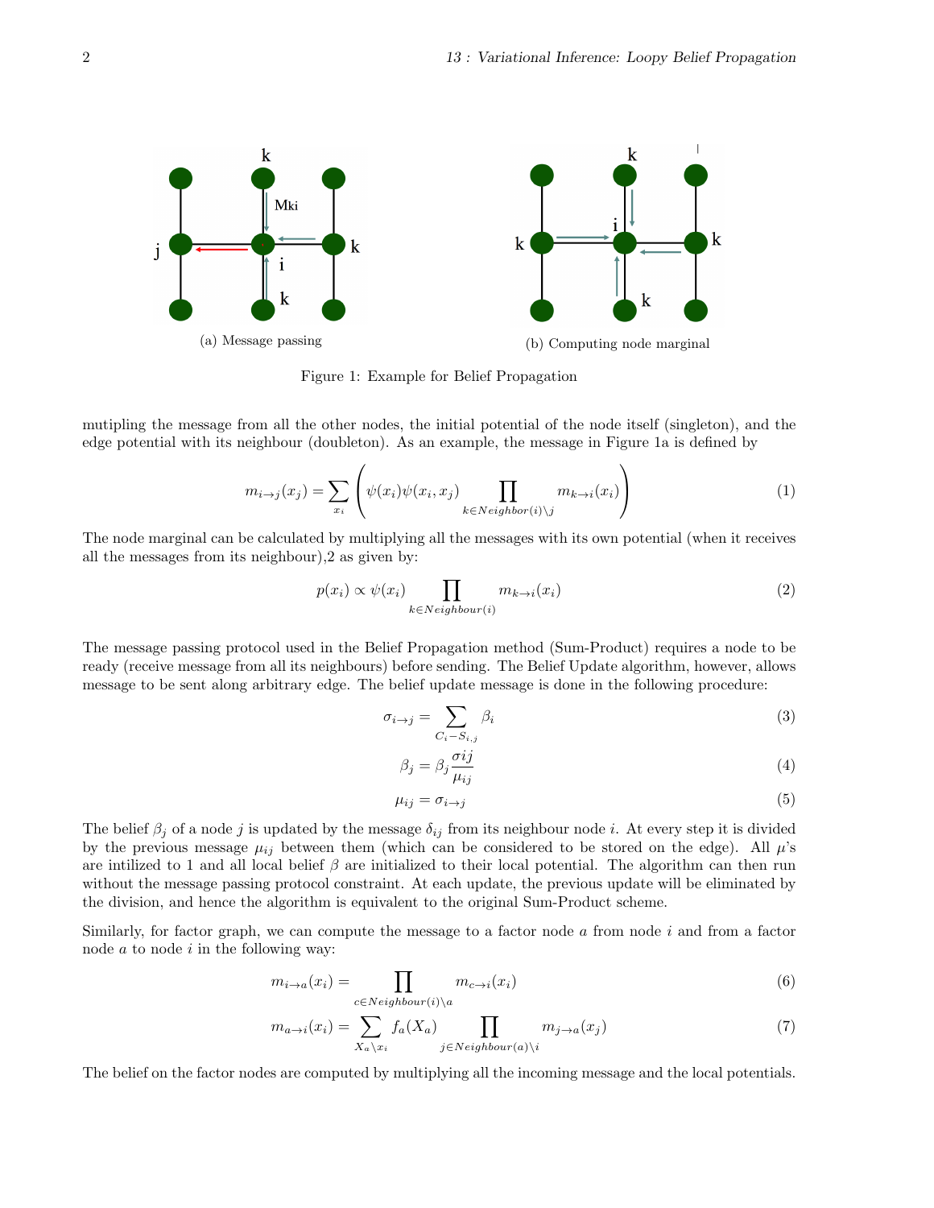(a) Message passing

(b) Computing node marginal

Figure 1: Example for Belief Propagation

mutipling the message from all the other nodes, the initial potential of the node itself (singleton), and the edge potential with its neighbour (doubleton). As an example, the message in Figure 1a is defined by

$$m_{i \to j}(x_j) = \sum_{x_i} \left( \psi(x_i)\psi(x_i, x_j) \prod_{k \in Neighbor(i) \setminus j} m_{k \to i}(x_i) \right) \tag{1}$$

The node marginal can be calculated by multiplying all the messages with its own potential (when it receives all the messages from its neighbour),2 as given by:

$$p(x_i) \propto \psi(x_i) \prod_{k \in Neighbour(i)} m_{k \to i}(x_i) \tag{2}$$

The message passing protocol used in the Belief Propagation method (Sum-Product) requires a node to be ready (receive message from all its neighbours) before sending. The Belief Update algorithm, however, allows message to be sent along arbitrary edge. The belief update message is done in the following procedure:

$$\sigma_{i \to j} = \sum_{C_i - S_{i,j}} \beta_i \tag{3}$$

$$\beta_j = \beta_j \frac{\sigma ij}{\mu_{ij}} \tag{4}$$

$$\mu_{ij} = \sigma_{i \to j} \tag{5}$$

The belief $\beta_j$ of a node $j$ is updated by the message $\delta_{ij}$ from its neighbour node $i$. At every step it is divided by the previous message $\mu_{ij}$ between them (which can be considered to be stored on the edge). All $\mu$'s are intilized to 1 and all local belief $\beta$ are initialized to their local potential. The algorithm can then run without the message passing protocol constraint. At each update, the previous update will be eliminated by the division, and hence the algorithm is equivalent to the original Sum-Product scheme.

Similarly, for factor graph, we can compute the message to a factor node $a$ from node $i$ and from a factor node $a$ to node $i$ in the following way:

$$m_{i \to a}(x_i) = \prod_{c \in Neighbour(i) \setminus a} m_{c \to i}(x_i) \tag{6}$$

$$m_{a \to i}(x_i) = \sum_{X_a \setminus x_i} f_a(X_a) \prod_{j \in Neighbour(a) \setminus i} m_{j \to a}(x_j) \tag{7}$$

The belief on the factor nodes are computed by multiplying all the incoming message and the local potentials.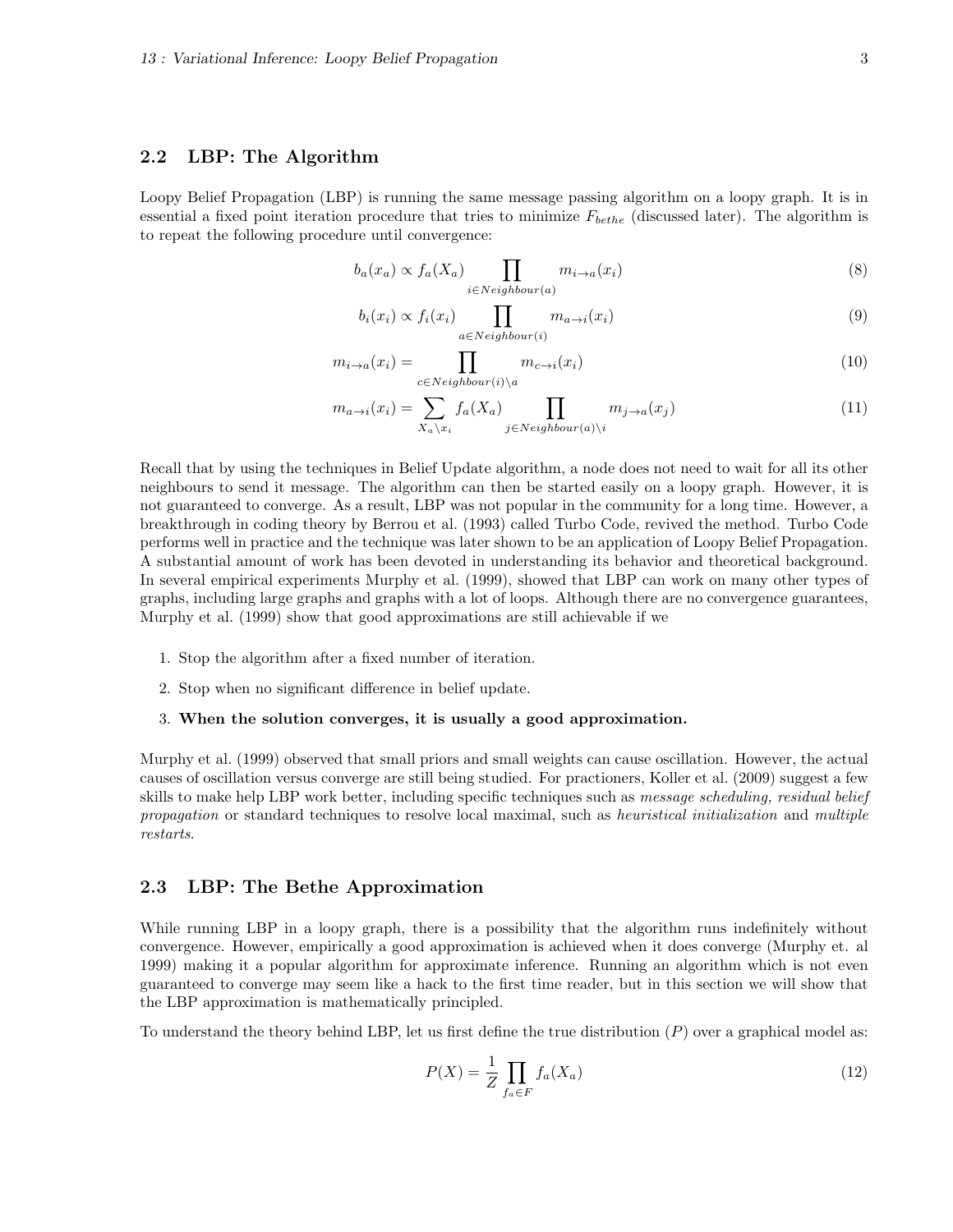## 2.2 LBP: The Algorithm

Loopy Belief Propagation (LBP) is running the same message passing algorithm on a loopy graph. It is in essential a fixed point iteration procedure that tries to minimize $F_{bethe}$ (discussed later). The algorithm is to repeat the following procedure until convergence:

$$b_a(x_a) \propto f_a(X_a) \prod_{i \in Neighbour(a)} m_{i \to a}(x_i) \tag{8}$$

$$b_i(x_i) \propto f_i(x_i) \prod_{a \in Neighbour(i)} m_{a \to i}(x_i) \tag{9}$$

$$m_{i \to a}(x_i) = \prod_{c \in Neighbour(i) \setminus a} m_{c \to i}(x_i) \tag{10}$$

$$m_{a \to i}(x_i) = \sum_{X_a \setminus x_i} f_a(X_a) \prod_{j \in Neighbour(a) \setminus i} m_{j \to a}(x_j) \tag{11}$$

Recall that by using the techniques in Belief Update algorithm, a node does not need to wait for all its other neighbours to send it message. The algorithm can then be started easily on a loopy graph. However, it is not guaranteed to converge. As a result, LBP was not popular in the community for a long time. However, a breakthrough in coding theory by Berrou et al. (1993) called Turbo Code, revived the method. Turbo Code performs well in practice and the technique was later shown to be an application of Loopy Belief Propagation. A substantial amount of work has been devoted in understanding its behavior and theoretical background. In several empirical experiments Murphy et al. (1999), showed that LBP can work on many other types of graphs, including large graphs and graphs with a lot of loops. Although there are no convergence guarantees, Murphy et al. (1999) show that good approximations are still achievable if we

1. Stop the algorithm after a fixed number of iteration.
2. Stop when no significant difference in belief update.
3. **When the solution converges, it is usually a good approximation.**

Murphy et al. (1999) observed that small priors and small weights can cause oscillation. However, the actual causes of oscillation versus converge are still being studied. For practioners, Koller et al. (2009) suggest a few skills to make help LBP work better, including specific techniques such as *message scheduling, residual belief propagation* or standard techniques to resolve local maximal, such as *heuristical initialization* and *multiple restarts*.

## 2.3 LBP: The Bethe Approximation

While running LBP in a loopy graph, there is a possibility that the algorithm runs indefinitely without convergence. However, empirically a good approximation is achieved when it does converge (Murphy et. al 1999) making it a popular algorithm for approximate inference. Running an algorithm which is not even guaranteed to converge may seem like a hack to the first time reader, but in this section we will show that the LBP approximation is mathematically principled.

To understand the theory behind LBP, let us first define the true distribution ($P$) over a graphical model as:

$$P(X) = \frac{1}{Z} \prod_{f_a \in F} f_a(X_a) \tag{12}$$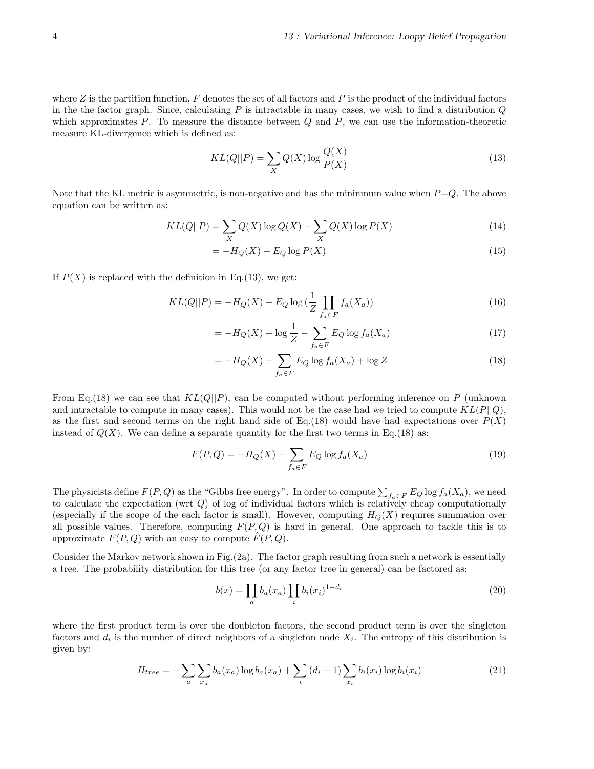where $Z$ is the partition function, $F$ denotes the set of all factors and $P$ is the product of the individual factors in the the factor graph. Since, calculating $P$ is intractable in many cases, we wish to find a distribution $Q$ which approximates $P$. To measure the distance between $Q$ and $P$, we can use the information-theoretic measure KL-divergence which is defined as:

$$KL(Q||P) = \sum_X Q(X) \log \frac{Q(X)}{P(X)} \tag{13}$$

Note that the KL metric is asymmetric, is non-negative and has the mininmum value when $P$=$Q$. The above equation can be written as:

$$KL(Q||P) = \sum_X Q(X) \log Q(X) - \sum_X Q(X) \log P(X) \tag{14}$$

$$= -H_Q(X) - E_Q \log P(X) \tag{15}$$

If $P(X)$ is replaced with the definition in Eq.(13), we get:

$$KL(Q||P) = -H_Q(X) - E_Q \log \left(\frac{1}{Z} \prod_{f_a \in F} f_a(X_a)\right) \tag{16}$$

$$= -H_Q(X) - \log \frac{1}{Z} - \sum_{f_a \in F} E_Q \log f_a(X_a) \tag{17}$$

$$= -H_Q(X) - \sum_{f_a \in F} E_Q \log f_a(X_a) + \log Z \tag{18}$$

From Eq.(18) we can see that $KL(Q||P)$, can be computed without performing inference on $P$ (unknown and intractable to compute in many cases). This would not be the case had we tried to compute $KL(P||Q)$, as the first and second terms on the right hand side of Eq.(18) would have had expectations over $P(X)$ instead of $Q(X)$. We can define a separate quantity for the first two terms in Eq.(18) as:

$$F(P, Q) = -H_Q(X) - \sum_{f_a \in F} E_Q \log f_a(X_a) \tag{19}$$

The physicists define $F(P, Q)$ as the "Gibbs free energy". In order to compute $\sum_{f_a \in F} E_Q \log f_a(X_a)$, we need to calculate the expectation (wrt $Q$) of log of individual factors which is relatively cheap computationally (especially if the scope of the each factor is small). However, computing $H_Q(X)$ requires summation over all possible values. Therefore, computing $F(P, Q)$ is hard in general. One approach to tackle this is to approximate $F(P, Q)$ with an easy to compute $\hat{F}(P, Q)$.

Consider the Markov network shown in Fig.(2a). The factor graph resulting from such a network is essentially a tree. The probability distribution for this tree (or any factor tree in general) can be factored as:

$$b(x) = \prod_a b_a(x_a) \prod_i b_i(x_i)^{1-d_i} \tag{20}$$

where the first product term is over the doubleton factors, the second product term is over the singleton factors and $d_i$ is the number of direct neighbors of a singleton node $X_i$. The entropy of this distribution is given by:

$$H_{tree} = -\sum_a \sum_{x_a} b_a(x_a) \log b_a(x_a) + \sum_i (d_i - 1) \sum_{x_i} b_i(x_i) \log b_i(x_i) \tag{21}$$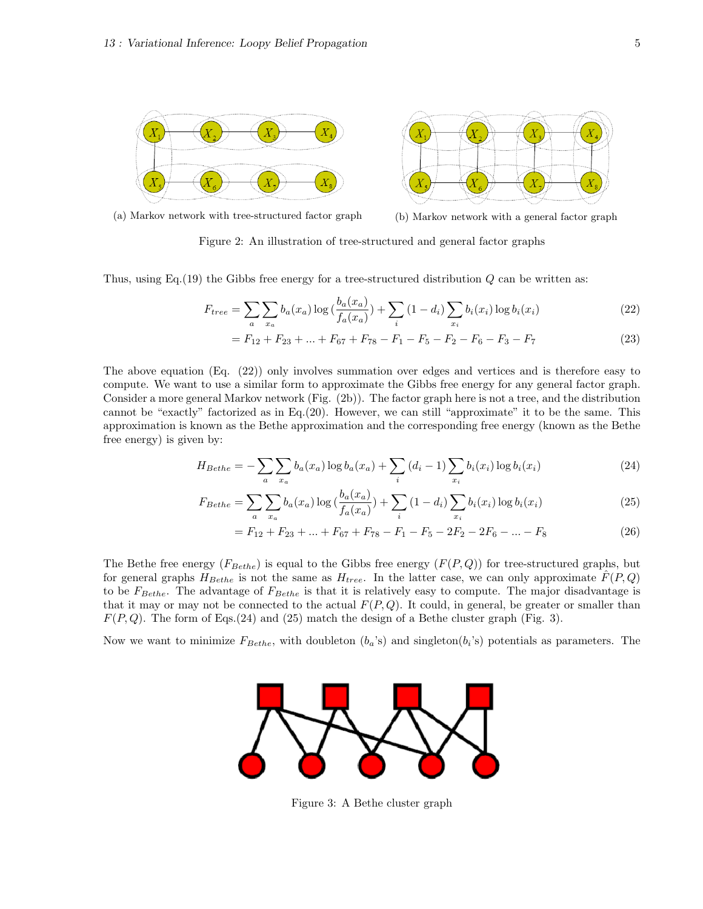(a) Markov network with tree-structured factor graph

(b) Markov network with a general factor graph

Figure 2: An illustration of tree-structured and general factor graphs

Thus, using Eq.(19) the Gibbs free energy for a tree-structured distribution $Q$ can be written as:

$$F_{tree} = \sum_a \sum_{x_a} b_a(x_a) \log\left(\frac{b_a(x_a)}{f_a(x_a)}\right) + \sum_i (1 - d_i) \sum_{x_i} b_i(x_i) \log b_i(x_i) \tag{22}$$

$$= F_{12} + F_{23} + ... + F_{67} + F_{78} - F_1 - F_5 - F_2 - F_6 - F_3 - F_7 \tag{23}$$

The above equation (Eq. (22)) only involves summation over edges and vertices and is therefore easy to compute. We want to use a similar form to approximate the Gibbs free energy for any general factor graph. Consider a more general Markov network (Fig. (2b)). The factor graph here is not a tree, and the distribution cannot be "exactly" factorized as in Eq.(20). However, we can still "approximate" it to be the same. This approximation is known as the Bethe approximation and the corresponding free energy (known as the Bethe free energy) is given by:

$$H_{Bethe} = -\sum_a \sum_{x_a} b_a(x_a) \log b_a(x_a) + \sum_i (d_i - 1) \sum_{x_i} b_i(x_i) \log b_i(x_i) \tag{24}$$

$$F_{Bethe} = \sum_a \sum_{x_a} b_a(x_a) \log\left(\frac{b_a(x_a)}{f_a(x_a)}\right) + \sum_i (1 - d_i) \sum_{x_i} b_i(x_i) \log b_i(x_i) \tag{25}$$

$$= F_{12} + F_{23} + ... + F_{67} + F_{78} - F_1 - F_5 - 2F_2 - 2F_6 - ... - F_8 \tag{26}$$

The Bethe free energy ($F_{Bethe}$) is equal to the Gibbs free energy ($F(P, Q)$) for tree-structured graphs, but for general graphs $H_{Bethe}$ is not the same as $H_{tree}$. In the latter case, we can only approximate $\hat{F}(P, Q)$ to be $F_{Bethe}$. The advantage of $F_{Bethe}$ is that it is relatively easy to compute. The major disadvantage is that it may or may not be connected to the actual $F(P, Q)$. It could, in general, be greater or smaller than $F(P, Q)$. The form of Eqs.(24) and (25) match the design of a Bethe cluster graph (Fig. 3).

Now we want to minimize $F_{Bethe}$, with doubleton ($b_a$'s) and singleton($b_i$'s) potentials as parameters. The

Figure 3: A Bethe cluster graph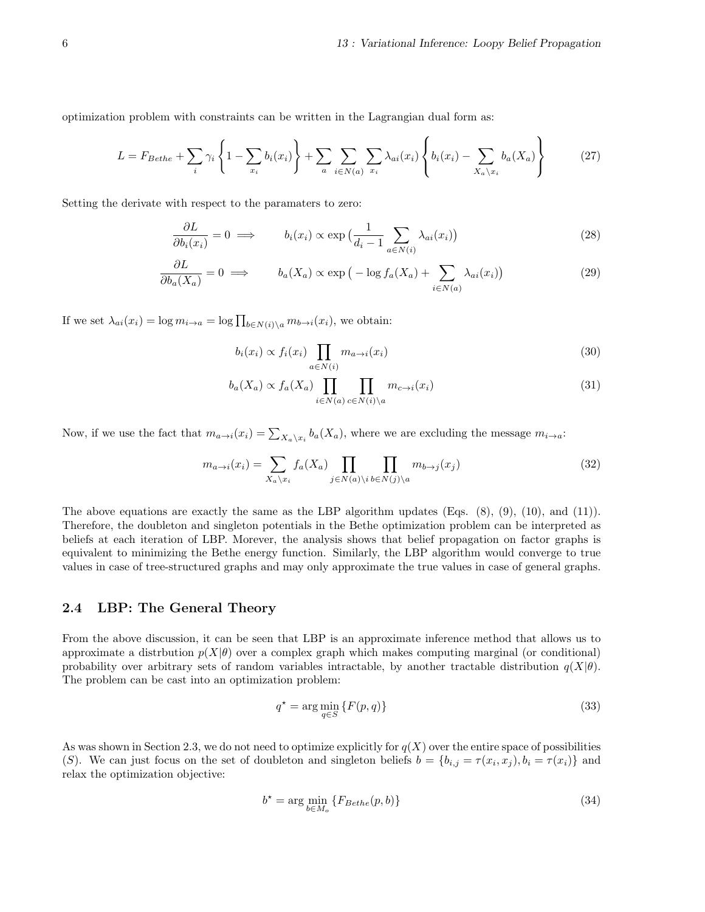optimization problem with constraints can be written in the Lagrangian dual form as:

$$L = F_{Bethe} + \sum_i \gamma_i \left\{ 1 - \sum_{x_i} b_i(x_i) \right\} + \sum_a \sum_{i \in N(a)} \sum_{x_i} \lambda_{ai}(x_i) \left\{ b_i(x_i) - \sum_{X_a \setminus x_i} b_a(X_a) \right\} \tag{27}$$

Setting the derivate with respect to the paramaters to zero:

$$\frac{\partial L}{\partial b_i(x_i)} = 0 \implies \qquad b_i(x_i) \propto \exp\big(\frac{1}{d_i - 1} \sum_{a \in N(i)} \lambda_{ai}(x_i)\big) \tag{28}$$

$$\frac{\partial L}{\partial b_a(X_a)} = 0 \implies \qquad b_a(X_a) \propto \exp\big(-\log f_a(X_a) + \sum_{i \in N(a)} \lambda_{ai}(x_i)\big) \tag{29}$$

If we set $\lambda_{ai}(x_i) = \log m_{i \to a} = \log \prod_{b \in N(i) \setminus a} m_{b \to i}(x_i)$, we obtain:

$$b_i(x_i) \propto f_i(x_i) \prod_{a \in N(i)} m_{a \to i}(x_i) \tag{30}$$

$$b_a(X_a) \propto f_a(X_a) \prod_{i \in N(a)} \prod_{c \in N(i) \setminus a} m_{c \to i}(x_i) \tag{31}$$

Now, if we use the fact that $m_{a \to i}(x_i) = \sum_{X_a \setminus x_i} b_a(X_a)$, where we are excluding the message $m_{i \to a}$:

$$m_{a \to i}(x_i) = \sum_{X_a \setminus x_i} f_a(X_a) \prod_{j \in N(a) \setminus i} \prod_{b \in N(j) \setminus a} m_{b \to j}(x_j) \tag{32}$$

The above equations are exactly the same as the LBP algorithm updates (Eqs. (8), (9), (10), and (11)). Therefore, the doubleton and singleton potentials in the Bethe optimization problem can be interpreted as beliefs at each iteration of LBP. Morever, the analysis shows that belief propagation on factor graphs is equivalent to minimizing the Bethe energy function. Similarly, the LBP algorithm would converge to true values in case of tree-structured graphs and may only approximate the true values in case of general graphs.

### 2.4 LBP: The General Theory

From the above discussion, it can be seen that LBP is an approximate inference method that allows us to approximate a distrbution $p(X|\theta)$ over a complex graph which makes computing marginal (or conditional) probability over arbitrary sets of random variables intractable, by another tractable distribution $q(X|\theta)$. The problem can be cast into an optimization problem:

$$q^\star = \arg\min_{q \in S} \{F(p, q)\} \tag{33}$$

As was shown in Section 2.3, we do not need to optimize explicitly for $q(X)$ over the entire space of possibilities ($S$). We can just focus on the set of doubleton and singleton beliefs $b = \{b_{i,j} = \tau(x_i, x_j), b_i = \tau(x_i)\}$ and relax the optimization objective:

$$b^\star = \arg\min_{b \in M_o} \{F_{Bethe}(p, b)\} \tag{34}$$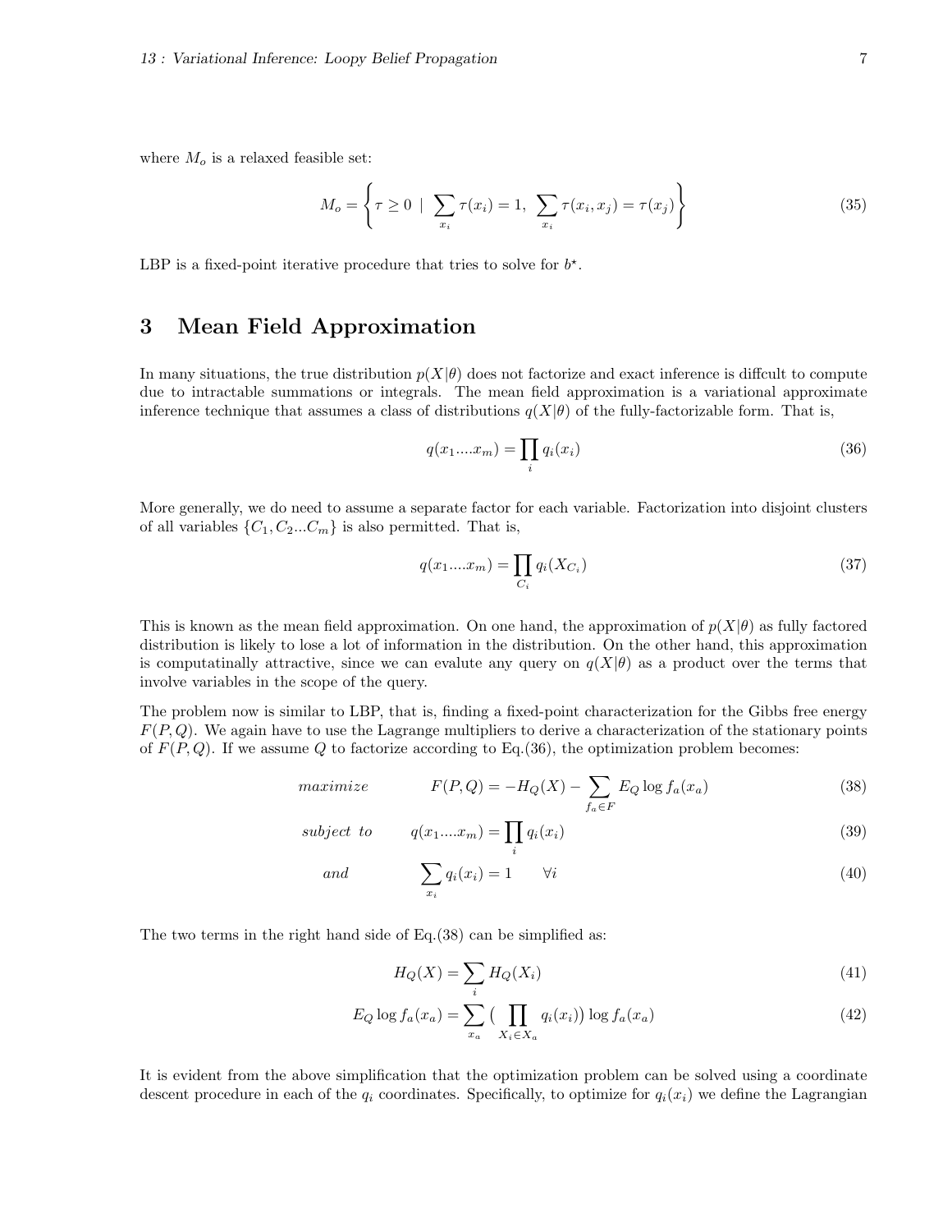where $M_o$ is a relaxed feasible set:

$$M_o = \left\{ \tau \geq 0 \mid \sum_{x_i} \tau(x_i) = 1, \ \sum_{x_i} \tau(x_i, x_j) = \tau(x_j) \right\} \tag{35}$$

LBP is a fixed-point iterative procedure that tries to solve for $b^\star$.

## 3 Mean Field Approximation

In many situations, the true distribution $p(X|\theta)$ does not factorize and exact inference is diffcult to compute due to intractable summations or integrals. The mean field approximation is a variational approximate inference technique that assumes a class of distributions $q(X|\theta)$ of the fully-factorizable form. That is,

$$q(x_1....x_m) = \prod_i q_i(x_i) \tag{36}$$

More generally, we do need to assume a separate factor for each variable. Factorization into disjoint clusters of all variables $\{C_1, C_2...C_m\}$ is also permitted. That is,

$$q(x_1....x_m) = \prod_{C_i} q_i(X_{C_i}) \tag{37}$$

This is known as the mean field approximation. On one hand, the approximation of $p(X|\theta)$ as fully factored distribution is likely to lose a lot of information in the distribution. On the other hand, this approximation is computatinally attractive, since we can evalute any query on $q(X|\theta)$ as a product over the terms that involve variables in the scope of the query.

The problem now is similar to LBP, that is, finding a fixed-point characterization for the Gibbs free energy $F(P, Q)$. We again have to use the Lagrange multipliers to derive a characterization of the stationary points of $F(P, Q)$. If we assume $Q$ to factorize according to Eq.(36), the optimization problem becomes:

$$\begin{aligned}
&maximize && F(P, Q) = -H_Q(X) - \sum_{f_a \in F} E_Q \log f_a(x_a) && (38) \\
&subject\ to && q(x_1....x_m) = \prod_i q_i(x_i) && (39) \\
&and && \sum_{x_i} q_i(x_i) = 1 \qquad \forall i && (40)
\end{aligned}$$

The two terms in the right hand side of Eq.(38) can be simplified as:

$$H_Q(X) = \sum_i H_Q(X_i) \tag{41}$$

$$E_Q \log f_a(x_a) = \sum_{x_a} \big( \prod_{X_i \in X_a} q_i(x_i) \big) \log f_a(x_a) \tag{42}$$

It is evident from the above simplification that the optimization problem can be solved using a coordinate descent procedure in each of the $q_i$ coordinates. Specifically, to optimize for $q_i(x_i)$ we define the Lagrangian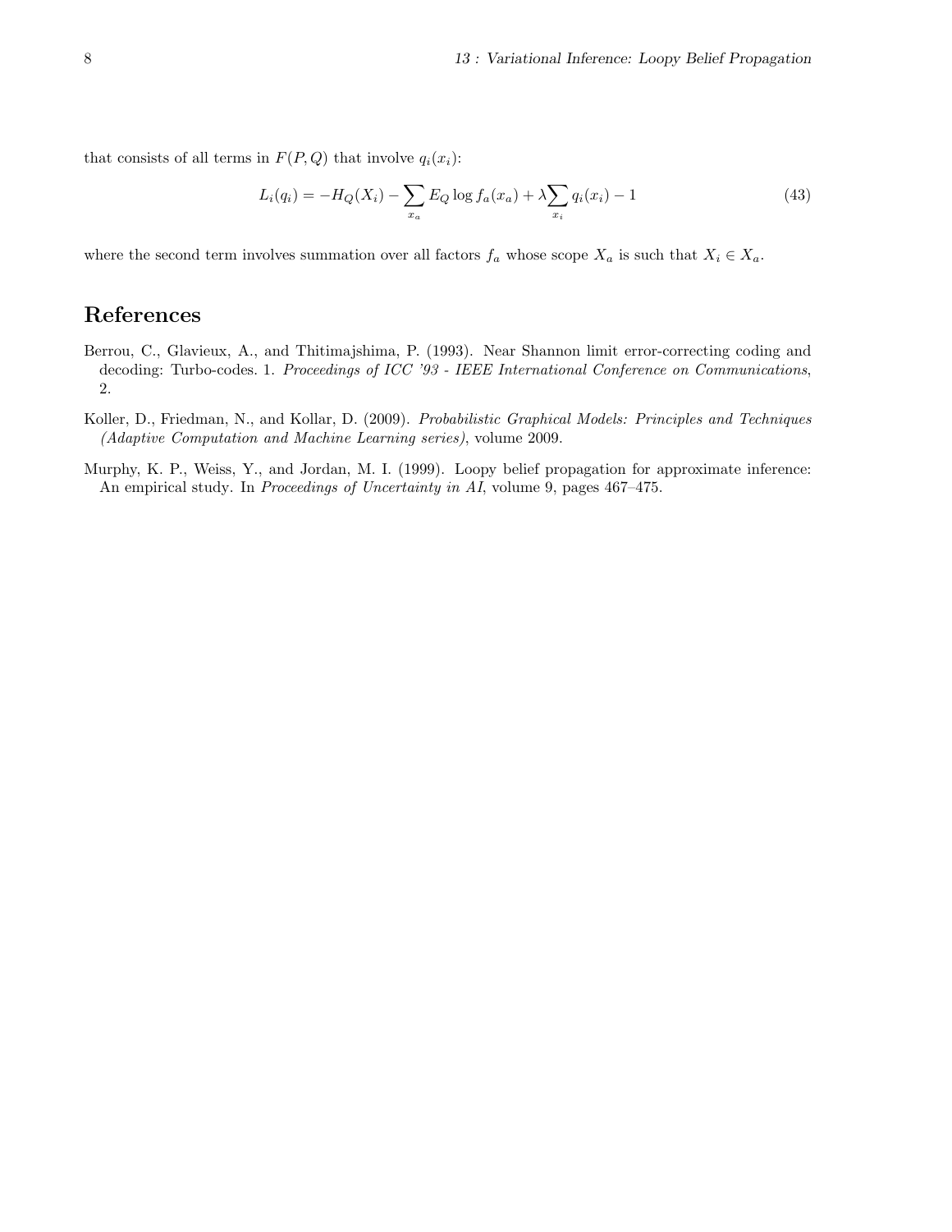that consists of all terms in $F(P, Q)$ that involve $q_i(x_i)$:

$$L_i(q_i) = -H_Q(X_i) - \sum_{x_a} E_Q \log f_a(x_a) + \lambda \sum_{x_i} q_i(x_i) - 1 \tag{43}$$

where the second term involves summation over all factors $f_a$ whose scope $X_a$ is such that $X_i \in X_a$.

## References

Berrou, C., Glavieux, A., and Thitimajshima, P. (1993). Near Shannon limit error-correcting coding and decoding: Turbo-codes. 1. *Proceedings of ICC '93 - IEEE International Conference on Communications*, 2.

Koller, D., Friedman, N., and Kollar, D. (2009). *Probabilistic Graphical Models: Principles and Techniques (Adaptive Computation and Machine Learning series)*, volume 2009.

Murphy, K. P., Weiss, Y., and Jordan, M. I. (1999). Loopy belief propagation for approximate inference: An empirical study. In *Proceedings of Uncertainty in AI*, volume 9, pages 467–475.